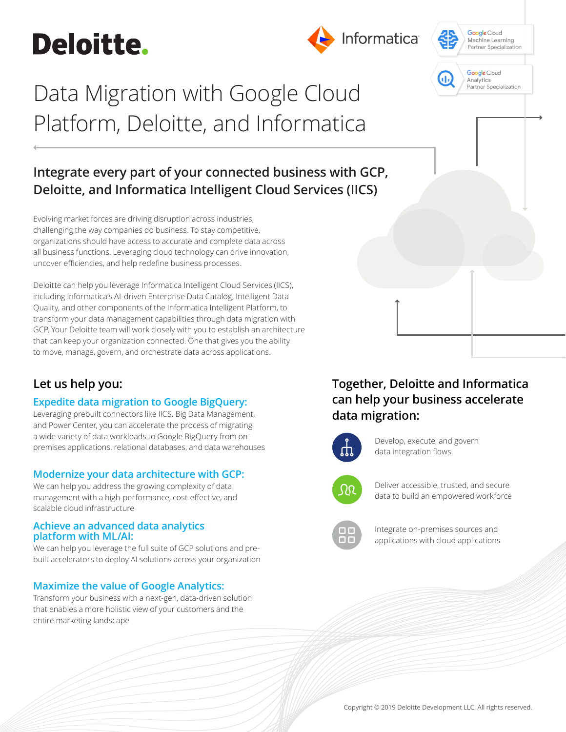Deloitte.

Informatica

Google Cloud Machine Learning Partner Specialization

Google Cloud Analytics Partner Specialization

# Data Migration with Google Cloud Platform, Deloitte, and Informatica

## Integrate every part of your connected business with GCP, Deloitte, and Informatica Intelligent Cloud Services (IICS)

Evolving market forces are driving disruption across industries, challenging the way companies do business. To stay competitive, organizations should have access to accurate and complete data across all business functions. Leveraging cloud technology can drive innovation, uncover efficiencies, and help redefine business processes.

Deloitte can help you leverage Informatica Intelligent Cloud Services (IICS), including Informatica's AI-driven Enterprise Data Catalog, Intelligent Data Quality, and other components of the Informatica Intelligent Platform, to transform your data management capabilities through data migration with GCP. Your Deloitte team will work closely with you to establish an architecture that can keep your organization connected. One that gives you the ability to move, manage, govern, and orchestrate data across applications.

## Let us help you:

### Expedite data migration to Google BigQuery:

Leveraging prebuilt connectors like IICS, Big Data Management, and Power Center, you can accelerate the process of migrating a wide variety of data workloads to Google BigQuery from on-premises applications, relational databases, and data warehouses

### Modernize your data architecture with GCP:

We can help you address the growing complexity of data management with a high-performance, cost-effective, and scalable cloud infrastructure

### Achieve an advanced data analytics platform with ML/AI:

We can help you leverage the full suite of GCP solutions and pre-built accelerators to deploy AI solutions across your organization

### Maximize the value of Google Analytics:

Transform your business with a next-gen, data-driven solution that enables a more holistic view of your customers and the entire marketing landscape

## Together, Deloitte and Informatica can help your business accelerate data migration:

- Develop, execute, and govern data integration flows
- Deliver accessible, trusted, and secure data to build an empowered workforce
- Integrate on-premises sources and applications with cloud applications

Copyright © 2019 Deloitte Development LLC. All rights reserved.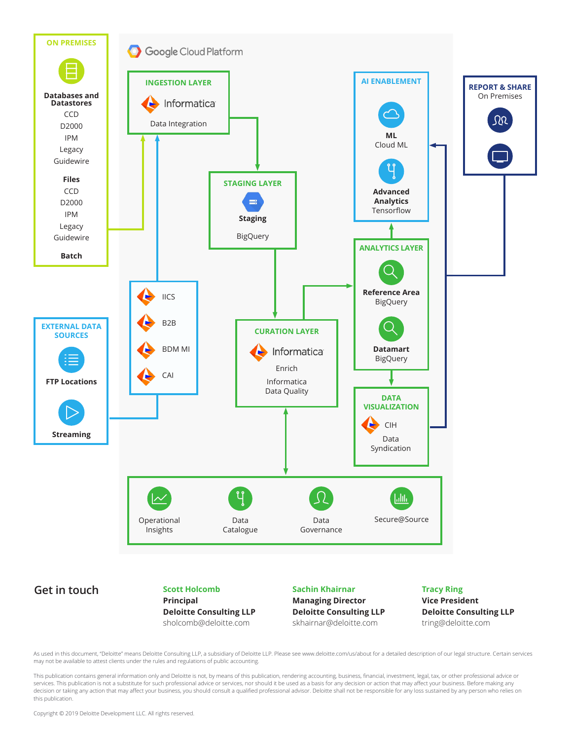ON PREMISES

**Databases and Datastores**
CCD
D2000
IPM
Legacy
Guidewire

**Files**
CCD
D2000
IPM
Legacy
Guidewire

**Batch**

EXTERNAL DATA SOURCES

**FTP Locations**

**Streaming**

Google Cloud Platform

INGESTION LAYER
Informatica
Data Integration

IICS
B2B
BDM MI
CAI

STAGING LAYER
**Staging**
BigQuery

CURATION LAYER
Informatica
Enrich
Informatica Data Quality

AI ENABLEMENT
**ML**
Cloud ML
**Advanced Analytics**
Tensorflow

ANALYTICS LAYER
**Reference Area**
BigQuery
**Datamart**
BigQuery

DATA VISUALIZATION
CIH
Data Syndication

REPORT & SHARE
On Premises

Operational Insights
Data Catalogue
Data Governance
Secure@Source

## Get in touch

**Scott Holcomb**
**Principal**
**Deloitte Consulting LLP**
sholcomb@deloitte.com

**Sachin Khairnar**
**Managing Director**
**Deloitte Consulting LLP**
skhairnar@deloitte.com

**Tracy Ring**
**Vice President**
**Deloitte Consulting LLP**
tring@deloitte.com

As used in this document, "Deloitte" means Deloitte Consulting LLP, a subsidiary of Deloitte LLP. Please see www.deloitte.com/us/about for a detailed description of our legal structure. Certain services may not be available to attest clients under the rules and regulations of public accounting.

This publication contains general information only and Deloitte is not, by means of this publication, rendering accounting, business, financial, investment, legal, tax, or other professional advice or services. This publication is not a substitute for such professional advice or services, nor should it be used as a basis for any decision or action that may affect your business. Before making any decision or taking any action that may affect your business, you should consult a qualified professional advisor. Deloitte shall not be responsible for any loss sustained by any person who relies on this publication.

Copyright © 2019 Deloitte Development LLC. All rights reserved.